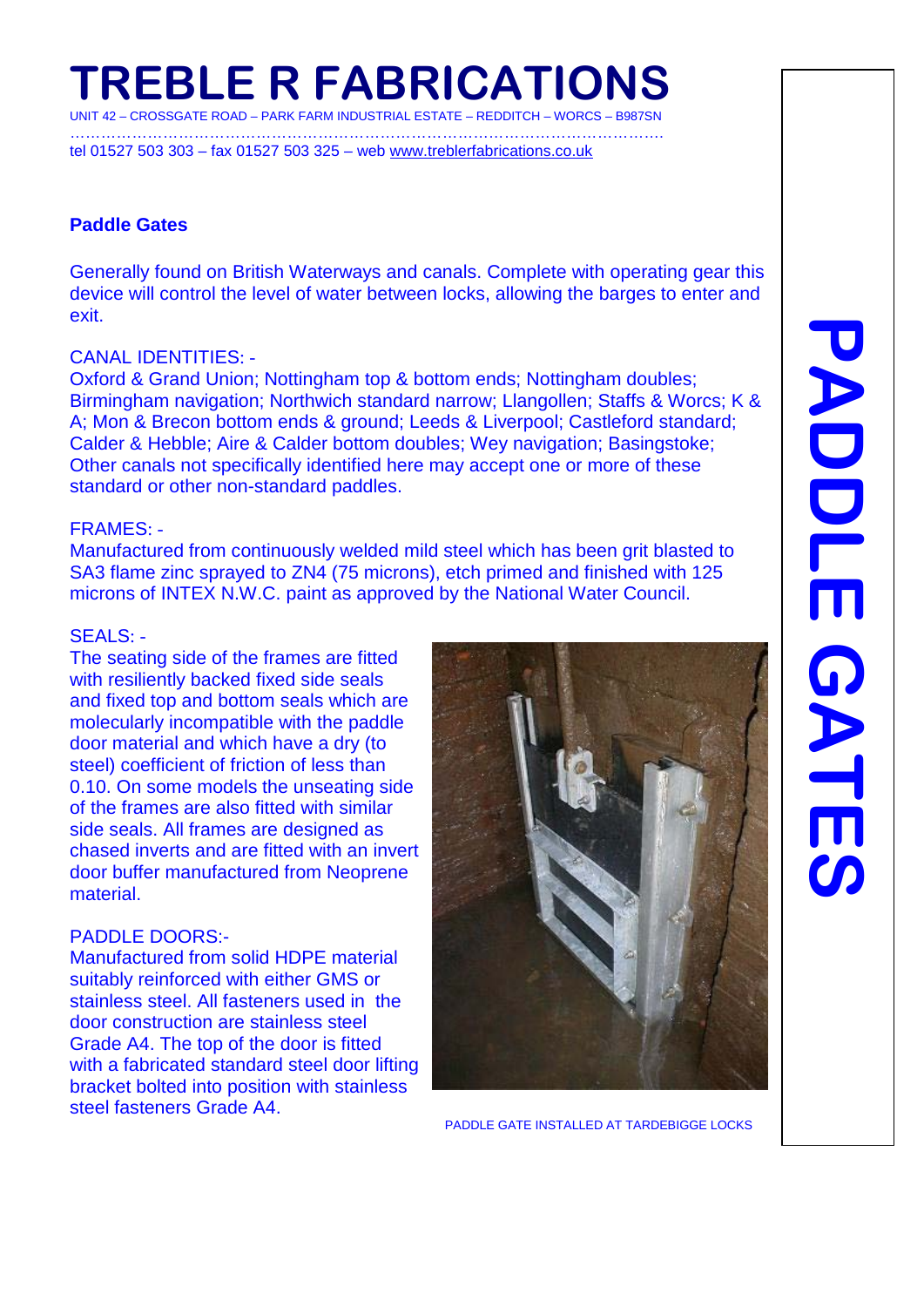# TREBLE R FABRICATIONS

UNIT 42 – CROSSGATE ROAD – PARK FARM INDUSTRIAL ESTATE – REDDITCH – WORCS – B987SN

tel 01527 503 303 – fax 01527 503 325 – web www.treblerfabrications.co.uk

PADDLE GATES

## Paddle Gates

Generally found on British Waterways and canals. Complete with operating gear this device will control the level of water between locks, allowing the barges to enter and exit.

CANAL IDENTITIES: -
Oxford & Grand Union; Nottingham top & bottom ends; Nottingham doubles; Birmingham navigation; Northwich standard narrow; Llangollen; Staffs & Worcs; K & A; Mon & Brecon bottom ends & ground; Leeds & Liverpool; Castleford standard; Calder & Hebble; Aire & Calder bottom doubles; Wey navigation; Basingstoke; Other canals not specifically identified here may accept one or more of these standard or other non-standard paddles.

FRAMES: -
Manufactured from continuously welded mild steel which has been grit blasted to SA3 flame zinc sprayed to ZN4 (75 microns), etch primed and finished with 125 microns of INTEX N.W.C. paint as approved by the National Water Council.

SEALS: -
The seating side of the frames are fitted with resiliently backed fixed side seals and fixed top and bottom seals which are molecularly incompatible with the paddle door material and which have a dry (to steel) coefficient of friction of less than 0.10. On some models the unseating side of the frames are also fitted with similar side seals. All frames are designed as chased inverts and are fitted with an invert door buffer manufactured from Neoprene material.

PADDLE DOORS:-
Manufactured from solid HDPE material suitably reinforced with either GMS or stainless steel. All fasteners used in the door construction are stainless steel Grade A4. The top of the door is fitted with a fabricated standard steel door lifting bracket bolted into position with stainless steel fasteners Grade A4.

PADDLE GATE INSTALLED AT TARDEBIGGE LOCKS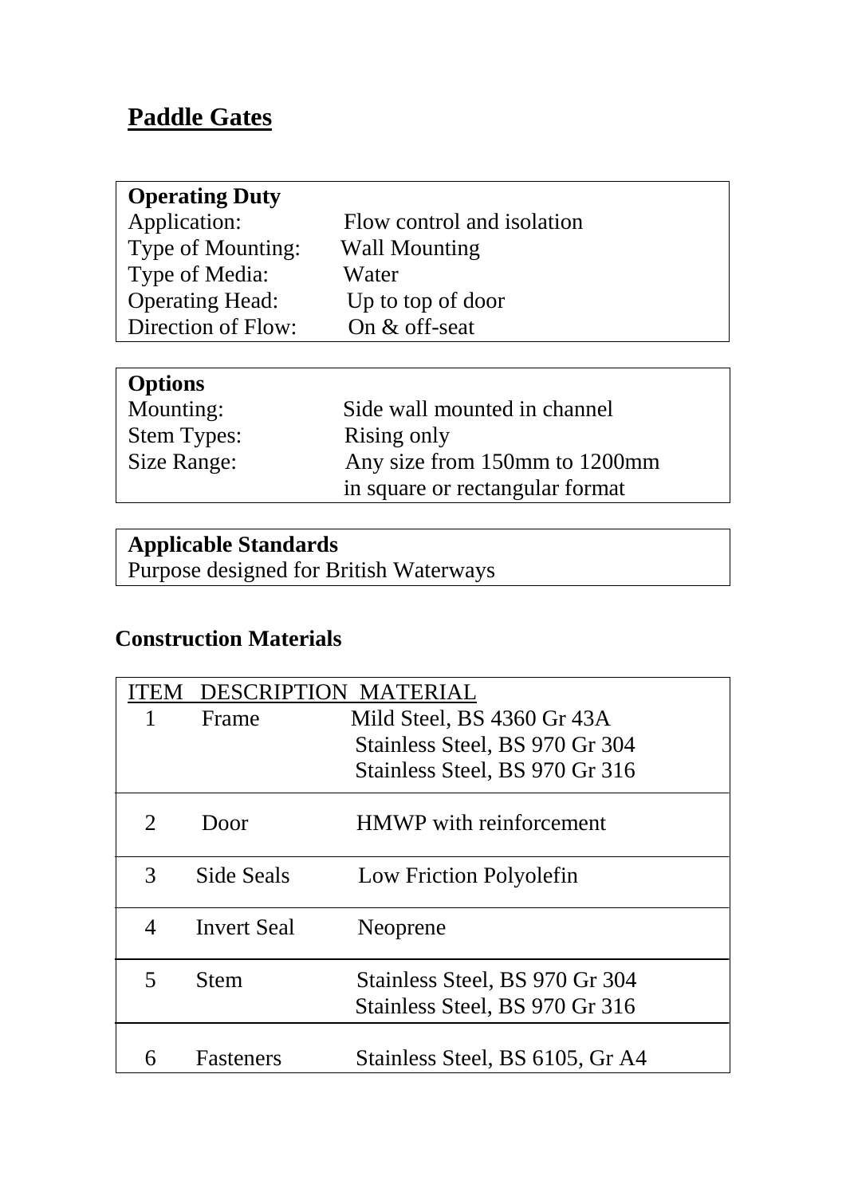# Paddle Gates

| **Operating Duty** | |
|---|---|
| Application: | Flow control and isolation |
| Type of Mounting: | Wall Mounting |
| Type of Media: | Water |
| Operating Head: | Up to top of door |
| Direction of Flow: | On & off-seat |

| **Options** | |
|---|---|
| Mounting: | Side wall mounted in channel |
| Stem Types: | Rising only |
| Size Range: | Any size from 150mm to 1200mm in square or rectangular format |

| **Applicable Standards** |
|---|
| Purpose designed for British Waterways |

## Construction Materials

| ITEM | DESCRIPTION | MATERIAL |
|---|---|---|
| 1 | Frame | Mild Steel, BS 4360 Gr 43A<br>Stainless Steel, BS 970 Gr 304<br>Stainless Steel, BS 970 Gr 316 |
| 2 | Door | HMWP with reinforcement |
| 3 | Side Seals | Low Friction Polyolefin |
| 4 | Invert Seal | Neoprene |
| 5 | Stem | Stainless Steel, BS 970 Gr 304<br>Stainless Steel, BS 970 Gr 316 |
| 6 | Fasteners | Stainless Steel, BS 6105, Gr A4 |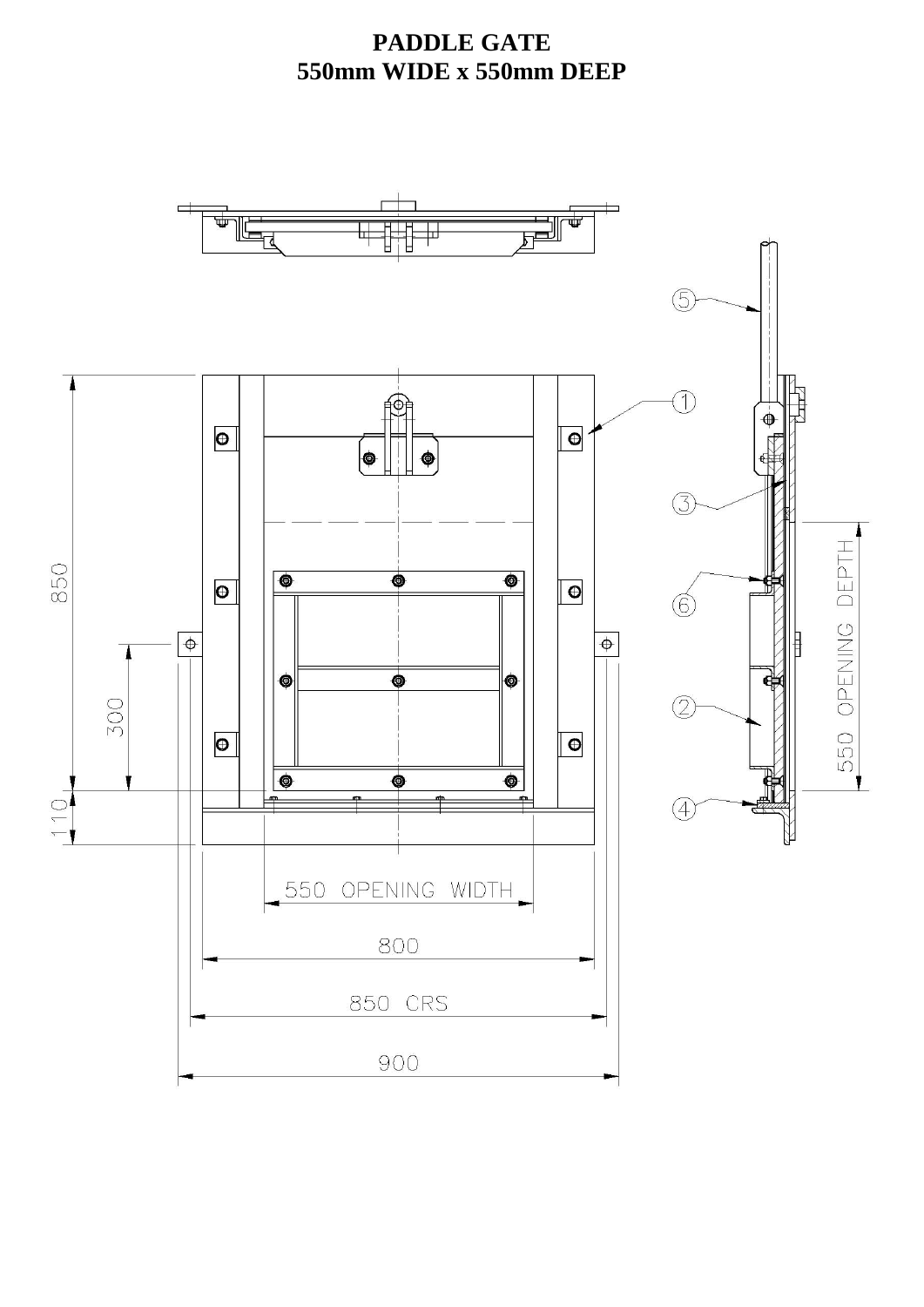# PADDLE GATE
# 550mm WIDE x 550mm DEEP

850

300

110

550 OPENING WIDTH

800

850 CRS

900

550 OPENING DEPTH

①
②
③
④
⑤
⑥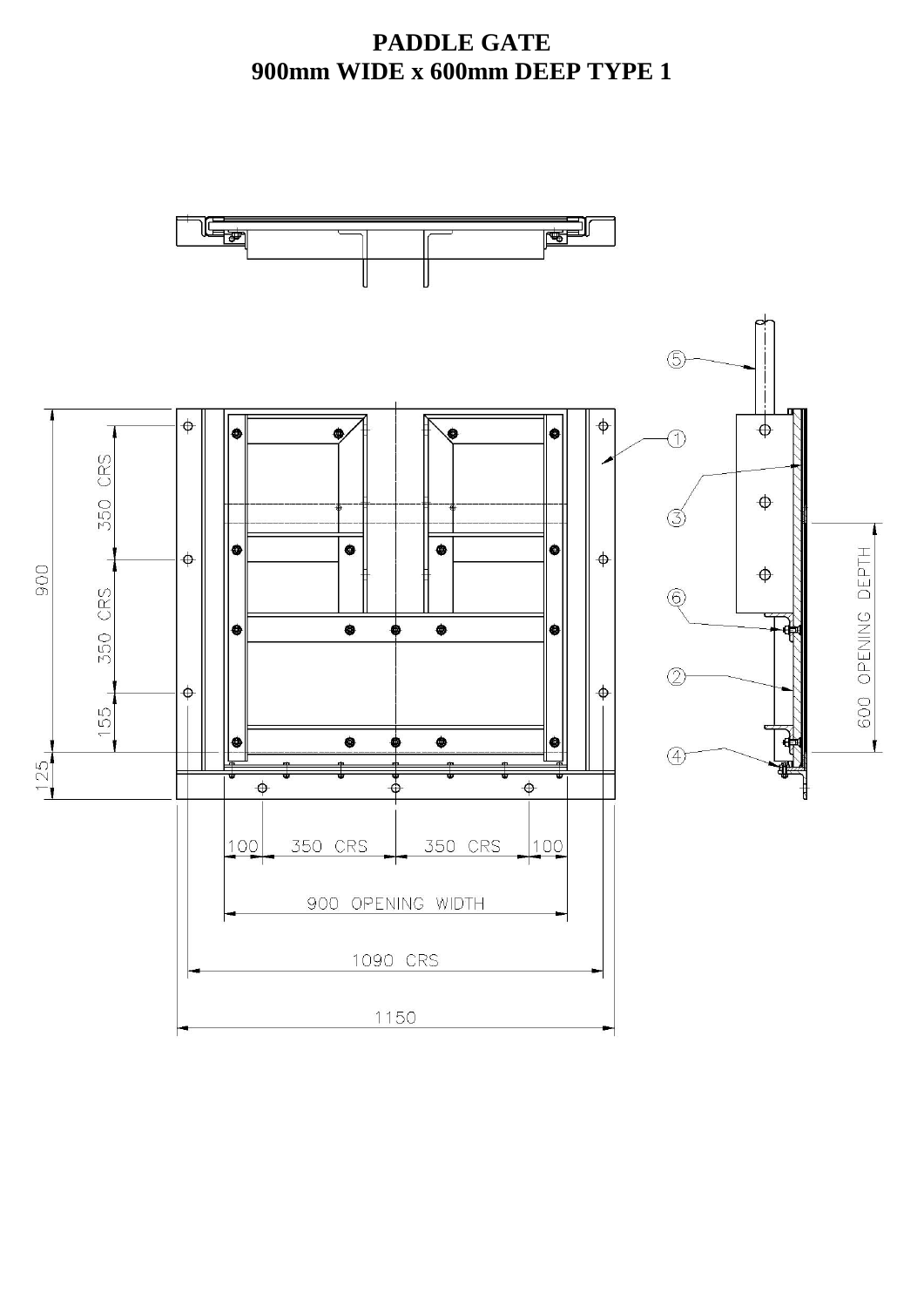# PADDLE GATE
# 900mm WIDE x 600mm DEEP TYPE 1

350 CRS

350 CRS

155

900

125

100

350 CRS

350 CRS

100

900 OPENING WIDTH

1090 CRS

1150

600 OPENING DEPTH

5

1

3

6

2

4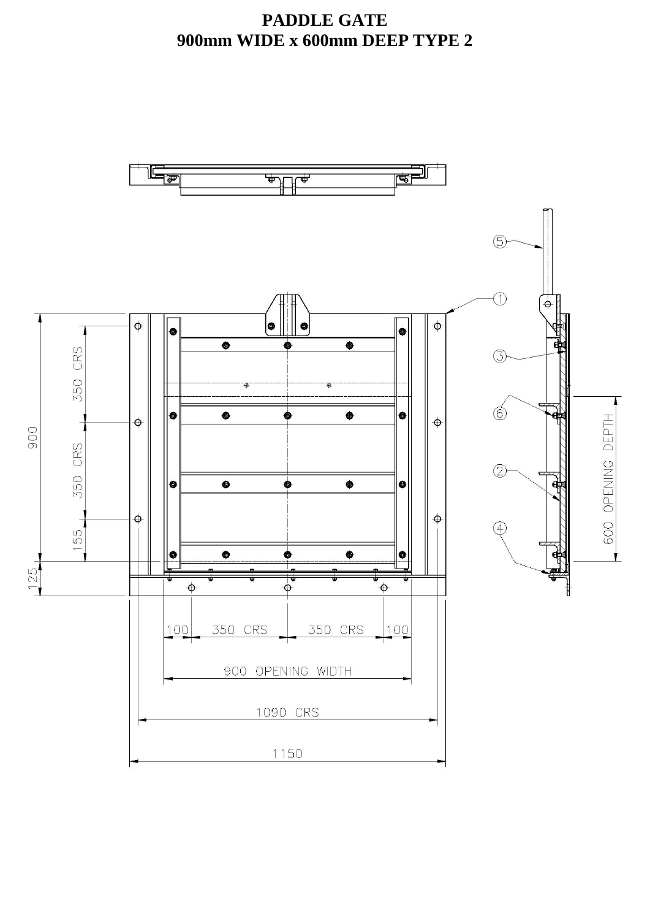# PADDLE GATE
## 900mm WIDE x 600mm DEEP TYPE 2

350 CRS

350 CRS

155

125

900

100 350 CRS 350 CRS 100

900 OPENING WIDTH

1090 CRS

1150

600 OPENING DEPTH

① ② ③ ④ ⑤ ⑥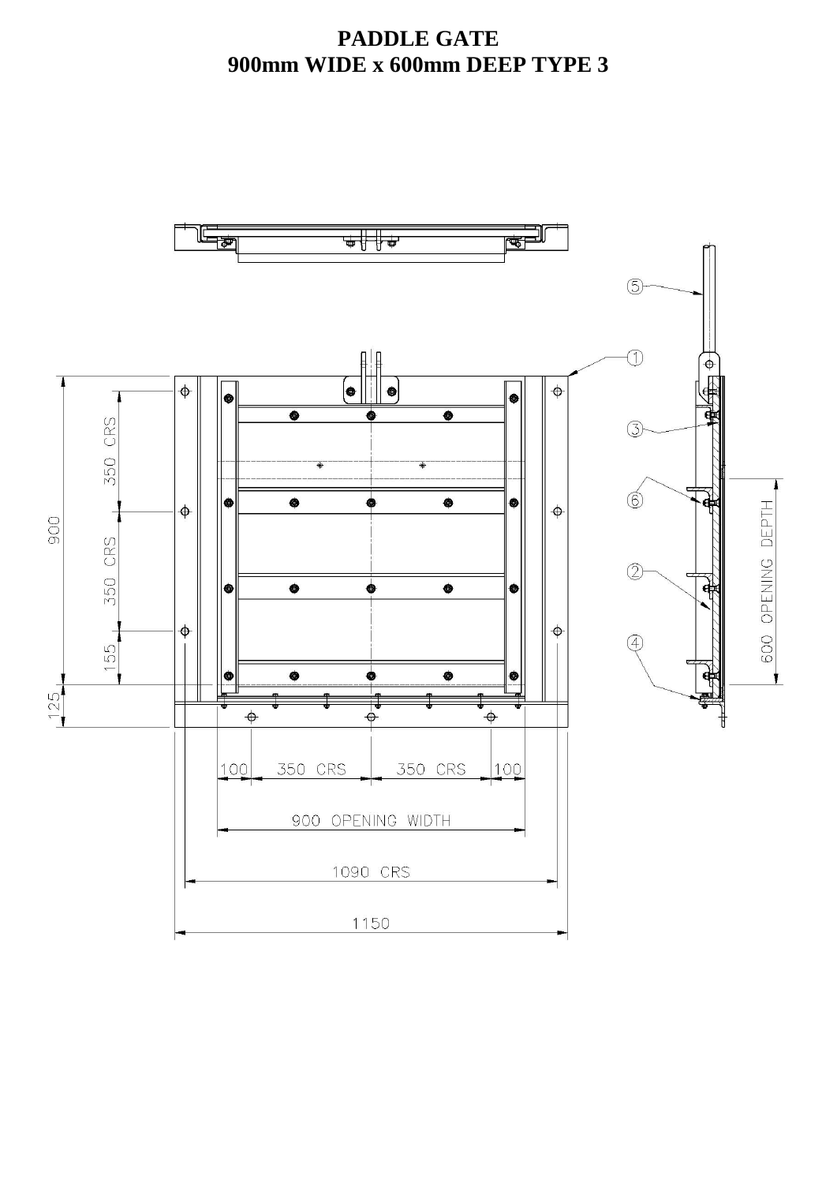# PADDLE GATE
# 900mm WIDE x 600mm DEEP TYPE 3

⑤

①

③

⑥

②

④

350 CRS

350 CRS

155

125

900

600 OPENING DEPTH

100

350 CRS

350 CRS

100

900 OPENING WIDTH

1090 CRS

1150